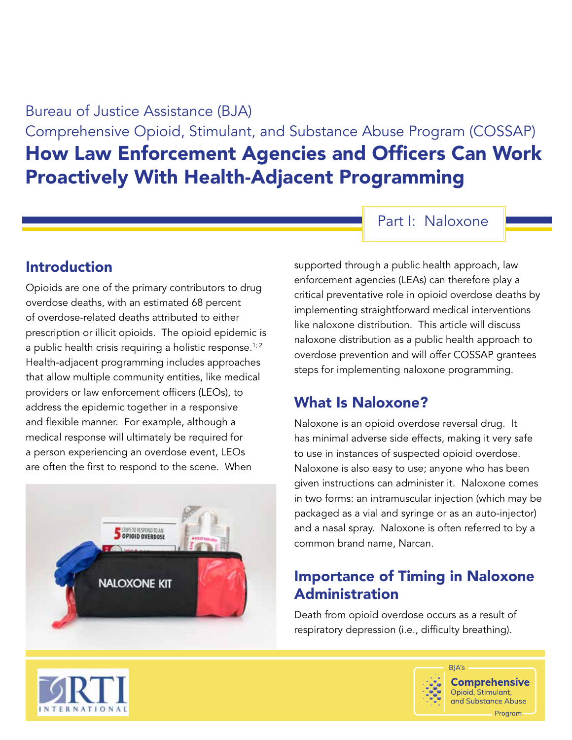Bureau of Justice Assistance (BJA)

Comprehensive Opioid, Stimulant, and Substance Abuse Program (COSSAP)

# How Law Enforcement Agencies and Officers Can Work Proactively With Health-Adjacent Programming

Part I: Naloxone

## Introduction

Opioids are one of the primary contributors to drug overdose deaths, with an estimated 68 percent of overdose-related deaths attributed to either prescription or illicit opioids. The opioid epidemic is a public health crisis requiring a holistic response.[1; 2] Health-adjacent programming includes approaches that allow multiple community entities, like medical providers or law enforcement officers (LEOs), to address the epidemic together in a responsive and flexible manner. For example, although a medical response will ultimately be required for a person experiencing an overdose event, LEOs are often the first to respond to the scene. When supported through a public health approach, law enforcement agencies (LEAs) can therefore play a critical preventative role in opioid overdose deaths by implementing straightforward medical interventions like naloxone distribution. This article will discuss naloxone distribution as a public health approach to overdose prevention and will offer COSSAP grantees steps for implementing naloxone programming.

## What Is Naloxone?

Naloxone is an opioid overdose reversal drug. It has minimal adverse side effects, making it very safe to use in instances of suspected opioid overdose. Naloxone is also easy to use; anyone who has been given instructions can administer it. Naloxone comes in two forms: an intramuscular injection (which may be packaged as a vial and syringe or as an auto-injector) and a nasal spray. Naloxone is often referred to by a common brand name, Narcan.

## Importance of Timing in Naloxone Administration

Death from opioid overdose occurs as a result of respiratory depression (i.e., difficulty breathing).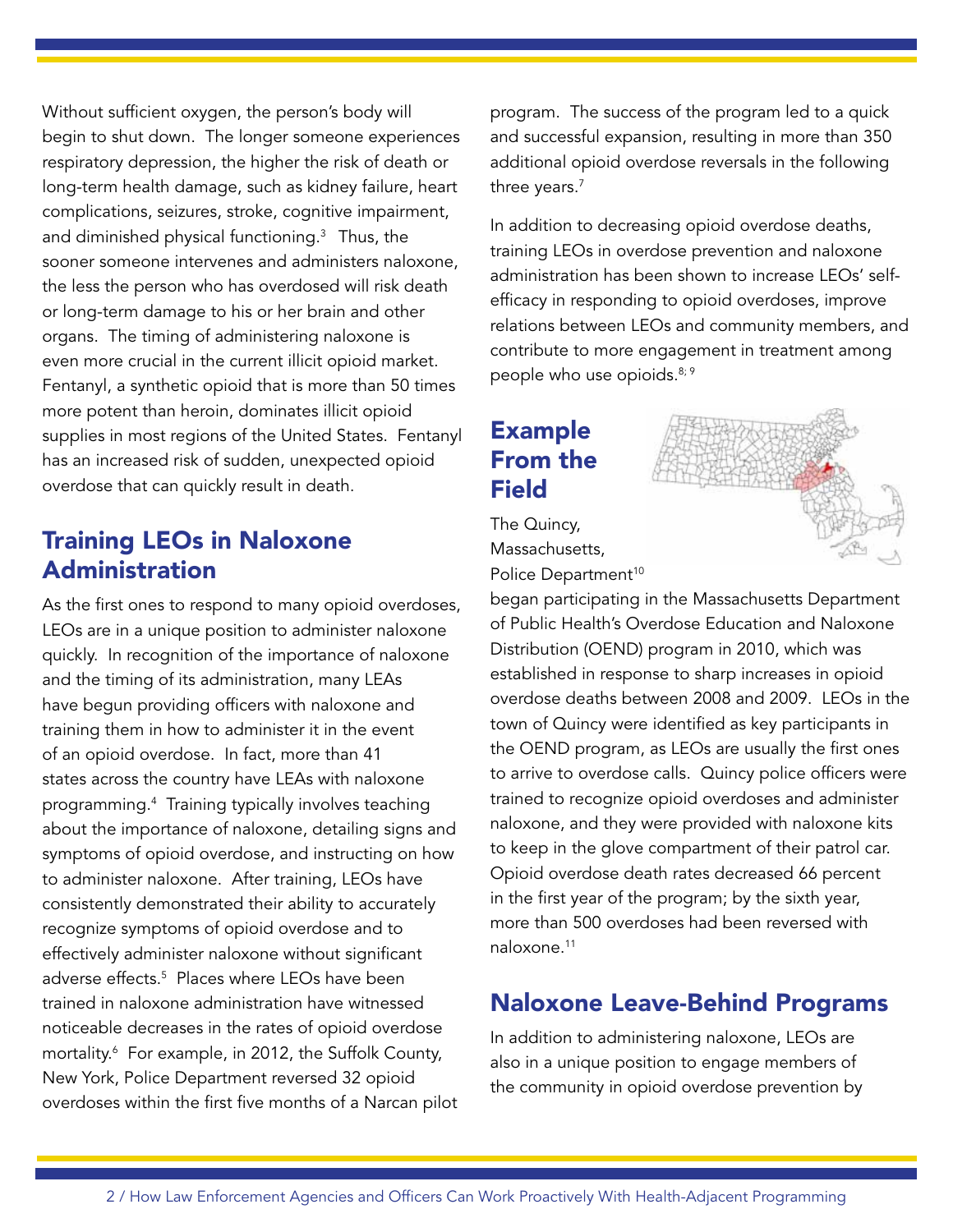Without sufficient oxygen, the person's body will begin to shut down. The longer someone experiences respiratory depression, the higher the risk of death or long-term health damage, such as kidney failure, heart complications, seizures, stroke, cognitive impairment, and diminished physical functioning.[3] Thus, the sooner someone intervenes and administers naloxone, the less the person who has overdosed will risk death or long-term damage to his or her brain and other organs. The timing of administering naloxone is even more crucial in the current illicit opioid market. Fentanyl, a synthetic opioid that is more than 50 times more potent than heroin, dominates illicit opioid supplies in most regions of the United States. Fentanyl has an increased risk of sudden, unexpected opioid overdose that can quickly result in death.

## Training LEOs in Naloxone Administration

As the first ones to respond to many opioid overdoses, LEOs are in a unique position to administer naloxone quickly. In recognition of the importance of naloxone and the timing of its administration, many LEAs have begun providing officers with naloxone and training them in how to administer it in the event of an opioid overdose. In fact, more than 41 states across the country have LEAs with naloxone programming.[4] Training typically involves teaching about the importance of naloxone, detailing signs and symptoms of opioid overdose, and instructing on how to administer naloxone. After training, LEOs have consistently demonstrated their ability to accurately recognize symptoms of opioid overdose and to effectively administer naloxone without significant adverse effects.[5] Places where LEOs have been trained in naloxone administration have witnessed noticeable decreases in the rates of opioid overdose mortality.[6] For example, in 2012, the Suffolk County, New York, Police Department reversed 32 opioid overdoses within the first five months of a Narcan pilot program. The success of the program led to a quick and successful expansion, resulting in more than 350 additional opioid overdose reversals in the following three years.[7]

In addition to decreasing opioid overdose deaths, training LEOs in overdose prevention and naloxone administration has been shown to increase LEOs' self-efficacy in responding to opioid overdoses, improve relations between LEOs and community members, and contribute to more engagement in treatment among people who use opioids.[8; 9]

## Example From the Field

The Quincy, Massachusetts, Police Department[10] began participating in the Massachusetts Department of Public Health's Overdose Education and Naloxone Distribution (OEND) program in 2010, which was established in response to sharp increases in opioid overdose deaths between 2008 and 2009. LEOs in the town of Quincy were identified as key participants in the OEND program, as LEOs are usually the first ones to arrive to overdose calls. Quincy police officers were trained to recognize opioid overdoses and administer naloxone, and they were provided with naloxone kits to keep in the glove compartment of their patrol car. Opioid overdose death rates decreased 66 percent in the first year of the program; by the sixth year, more than 500 overdoses had been reversed with naloxone.[11]

## Naloxone Leave-Behind Programs

In addition to administering naloxone, LEOs are also in a unique position to engage members of the community in opioid overdose prevention by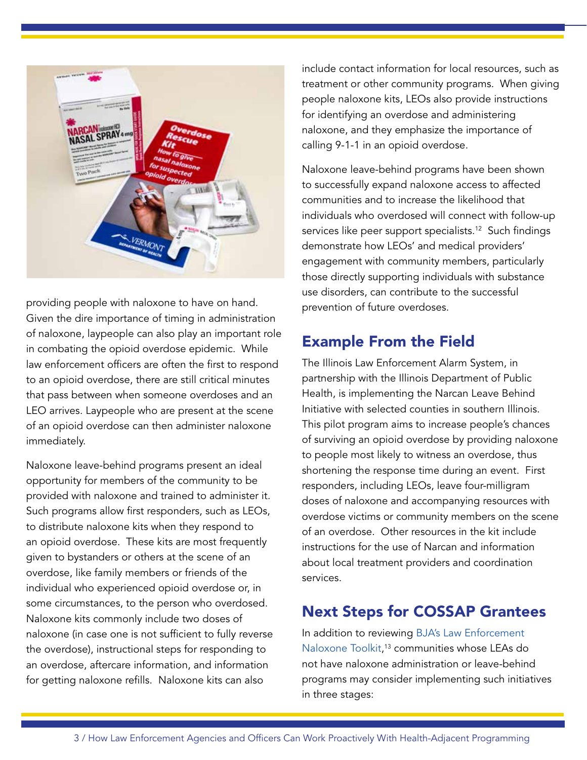providing people with naloxone to have on hand. Given the dire importance of timing in administration of naloxone, laypeople can also play an important role in combating the opioid overdose epidemic. While law enforcement officers are often the first to respond to an opioid overdose, there are still critical minutes that pass between when someone overdoses and an LEO arrives. Laypeople who are present at the scene of an opioid overdose can then administer naloxone immediately.

Naloxone leave-behind programs present an ideal opportunity for members of the community to be provided with naloxone and trained to administer it. Such programs allow first responders, such as LEOs, to distribute naloxone kits when they respond to an opioid overdose. These kits are most frequently given to bystanders or others at the scene of an overdose, like family members or friends of the individual who experienced opioid overdose or, in some circumstances, to the person who overdosed. Naloxone kits commonly include two doses of naloxone (in case one is not sufficient to fully reverse the overdose), instructional steps for responding to an overdose, aftercare information, and information for getting naloxone refills. Naloxone kits can also include contact information for local resources, such as treatment or other community programs. When giving people naloxone kits, LEOs also provide instructions for identifying an overdose and administering naloxone, and they emphasize the importance of calling 9-1-1 in an opioid overdose.

Naloxone leave-behind programs have been shown to successfully expand naloxone access to affected communities and to increase the likelihood that individuals who overdosed will connect with follow-up services like peer support specialists.[12] Such findings demonstrate how LEOs' and medical providers' engagement with community members, particularly those directly supporting individuals with substance use disorders, can contribute to the successful prevention of future overdoses.

## Example From the Field

The Illinois Law Enforcement Alarm System, in partnership with the Illinois Department of Public Health, is implementing the Narcan Leave Behind Initiative with selected counties in southern Illinois. This pilot program aims to increase people's chances of surviving an opioid overdose by providing naloxone to people most likely to witness an overdose, thus shortening the response time during an event. First responders, including LEOs, leave four-milligram doses of naloxone and accompanying resources with overdose victims or community members on the scene of an overdose. Other resources in the kit include instructions for the use of Narcan and information about local treatment providers and coordination services.

## Next Steps for COSSAP Grantees

In addition to reviewing BJA's Law Enforcement Naloxone Toolkit,[13] communities whose LEAs do not have naloxone administration or leave-behind programs may consider implementing such initiatives in three stages: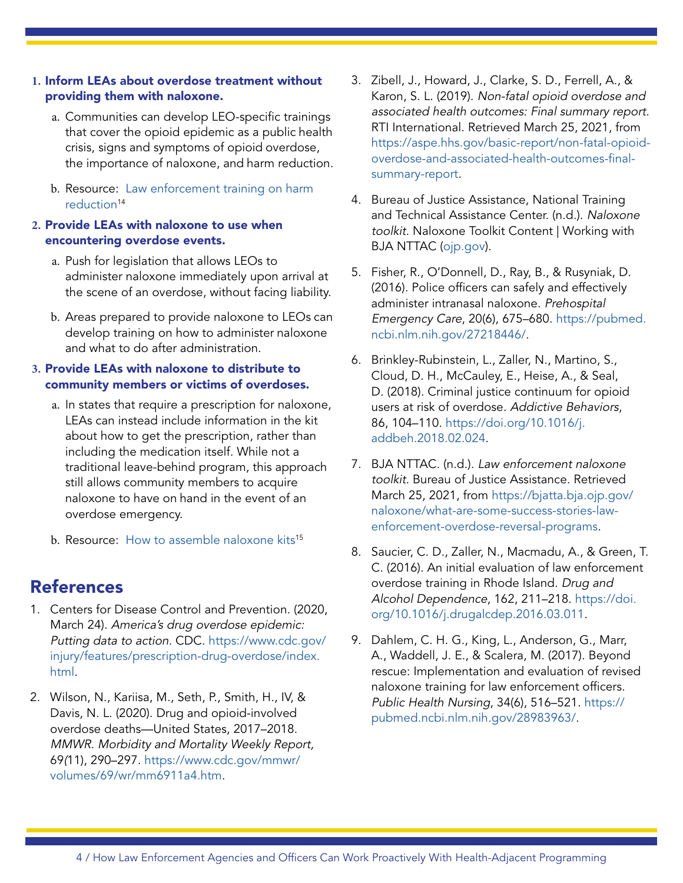1. **Inform LEAs about overdose treatment without providing them with naloxone.**
   a. Communities can develop LEO-specific trainings that cover the opioid epidemic as a public health crisis, signs and symptoms of opioid overdose, the importance of naloxone, and harm reduction.
   b. Resource: Law enforcement training on harm reduction[14]
2. **Provide LEAs with naloxone to use when encountering overdose events.**
   a. Push for legislation that allows LEOs to administer naloxone immediately upon arrival at the scene of an overdose, without facing liability.
   b. Areas prepared to provide naloxone to LEOs can develop training on how to administer naloxone and what to do after administration.
3. **Provide LEAs with naloxone to distribute to community members or victims of overdoses.**
   a. In states that require a prescription for naloxone, LEAs can instead include information in the kit about how to get the prescription, rather than including the medication itself. While not a traditional leave-behind program, this approach still allows community members to acquire naloxone to have on hand in the event of an overdose emergency.
   b. Resource: How to assemble naloxone kits[15]

## References

1. Centers for Disease Control and Prevention. (2020, March 24). *America's drug overdose epidemic: Putting data to action*. CDC. https://www.cdc.gov/injury/features/prescription-drug-overdose/index.html.
2. Wilson, N., Kariisa, M., Seth, P., Smith, H., IV, & Davis, N. L. (2020). Drug and opioid-involved overdose deaths—United States, 2017–2018. *MMWR. Morbidity and Mortality Weekly Report,* 69(11), 290–297. https://www.cdc.gov/mmwr/volumes/69/wr/mm6911a4.htm.
3. Zibell, J., Howard, J., Clarke, S. D., Ferrell, A., & Karon, S. L. (2019). *Non-fatal opioid overdose and associated health outcomes: Final summary report.* RTI International. Retrieved March 25, 2021, from https://aspe.hhs.gov/basic-report/non-fatal-opioid-overdose-and-associated-health-outcomes-final-summary-report.
4. Bureau of Justice Assistance, National Training and Technical Assistance Center. (n.d.). *Naloxone toolkit.* Naloxone Toolkit Content | Working with BJA NTTAC (ojp.gov).
5. Fisher, R., O'Donnell, D., Ray, B., & Rusyniak, D. (2016). Police officers can safely and effectively administer intranasal naloxone. *Prehospital Emergency Care*, 20(6), 675–680. https://pubmed.ncbi.nlm.nih.gov/27218446/.
6. Brinkley-Rubinstein, L., Zaller, N., Martino, S., Cloud, D. H., McCauley, E., Heise, A., & Seal, D. (2018). Criminal justice continuum for opioid users at risk of overdose. *Addictive Behaviors*, 86, 104–110. https://doi.org/10.1016/j.addbeh.2018.02.024.
7. BJA NTTAC. (n.d.). *Law enforcement naloxone toolkit.* Bureau of Justice Assistance. Retrieved March 25, 2021, from https://bjatta.bja.ojp.gov/naloxone/what-are-some-success-stories-law-enforcement-overdose-reversal-programs.
8. Saucier, C. D., Zaller, N., Macmadu, A., & Green, T. C. (2016). An initial evaluation of law enforcement overdose training in Rhode Island. *Drug and Alcohol Dependence*, 162, 211–218. https://doi.org/10.1016/j.drugalcdep.2016.03.011.
9. Dahlem, C. H. G., King, L., Anderson, G., Marr, A., Waddell, J. E., & Scalera, M. (2017). Beyond rescue: Implementation and evaluation of revised naloxone training for law enforcement officers. *Public Health Nursing*, 34(6), 516–521. https://pubmed.ncbi.nlm.nih.gov/28983963/.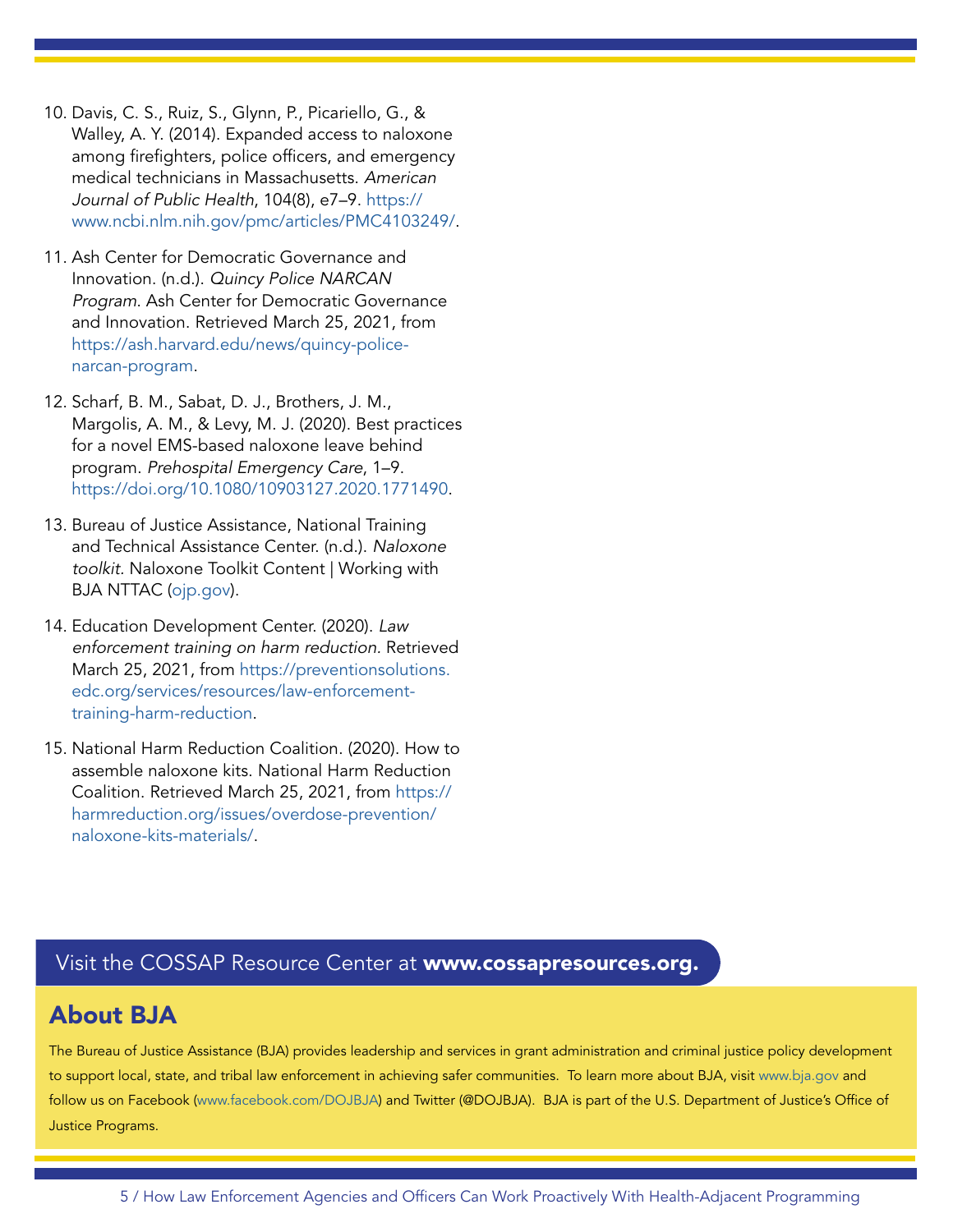10. Davis, C. S., Ruiz, S., Glynn, P., Picariello, G., & Walley, A. Y. (2014). Expanded access to naloxone among firefighters, police officers, and emergency medical technicians in Massachusetts. *American Journal of Public Health*, 104(8), e7–9. https://www.ncbi.nlm.nih.gov/pmc/articles/PMC4103249/.

11. Ash Center for Democratic Governance and Innovation. (n.d.). *Quincy Police NARCAN Program*. Ash Center for Democratic Governance and Innovation. Retrieved March 25, 2021, from https://ash.harvard.edu/news/quincy-police-narcan-program.

12. Scharf, B. M., Sabat, D. J., Brothers, J. M., Margolis, A. M., & Levy, M. J. (2020). Best practices for a novel EMS-based naloxone leave behind program. *Prehospital Emergency Care*, 1–9. https://doi.org/10.1080/10903127.2020.1771490.

13. Bureau of Justice Assistance, National Training and Technical Assistance Center. (n.d.). *Naloxone toolkit.* Naloxone Toolkit Content | Working with BJA NTTAC (ojp.gov).

14. Education Development Center. (2020). *Law enforcement training on harm reduction.* Retrieved March 25, 2021, from https://preventionsolutions.edc.org/services/resources/law-enforcement-training-harm-reduction.

15. National Harm Reduction Coalition. (2020). How to assemble naloxone kits. National Harm Reduction Coalition. Retrieved March 25, 2021, from https://harmreduction.org/issues/overdose-prevention/naloxone-kits-materials/.

Visit the COSSAP Resource Center at **www.cossapresources.org.**

## About BJA

The Bureau of Justice Assistance (BJA) provides leadership and services in grant administration and criminal justice policy development to support local, state, and tribal law enforcement in achieving safer communities. To learn more about BJA, visit www.bja.gov and follow us on Facebook (www.facebook.com/DOJBJA) and Twitter (@DOJBJA). BJA is part of the U.S. Department of Justice's Office of Justice Programs.